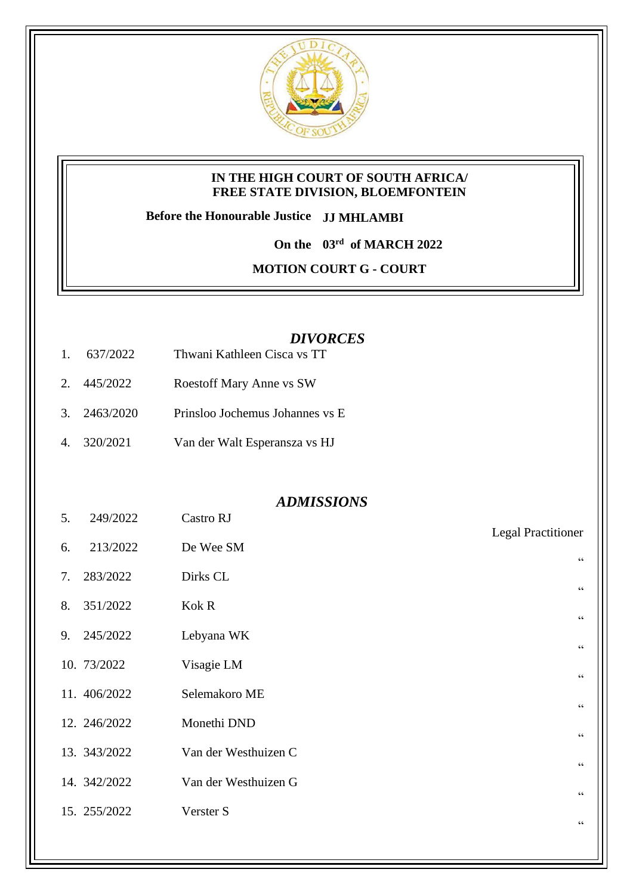**IN THE HIGH COURT OF SOUTH AFRICA/**
**FREE STATE DIVISION, BLOEMFONTEIN**

**Before the Honourable Justice JJ MHLAMBI**

**On the 03rd of MARCH 2022**

**MOTION COURT G - COURT**

## *DIVORCES*

| | | |
|---|---|---|
| 1. | 637/2022 | Thwani Kathleen Cisca vs TT |
| 2. | 445/2022 | Roestoff Mary Anne vs SW |
| 3. | 2463/2020 | Prinsloo Jochemus Johannes vs E |
| 4. | 320/2021 | Van der Walt Esperansza vs HJ |

## *ADMISSIONS*

| | | | |
|---|---|---|---|
| 5. | 249/2022 | Castro RJ | Legal Practitioner |
| 6. | 213/2022 | De Wee SM | “ |
| 7. | 283/2022 | Dirks CL | “ |
| 8. | 351/2022 | Kok R | “ |
| 9. | 245/2022 | Lebyana WK | “ |
| 10. | 73/2022 | Visagie LM | “ |
| 11. | 406/2022 | Selemakoro ME | “ |
| 12. | 246/2022 | Monethi DND | “ |
| 13. | 343/2022 | Van der Westhuizen C | “ |
| 14. | 342/2022 | Van der Westhuizen G | “ |
| 15. | 255/2022 | Verster S | “ |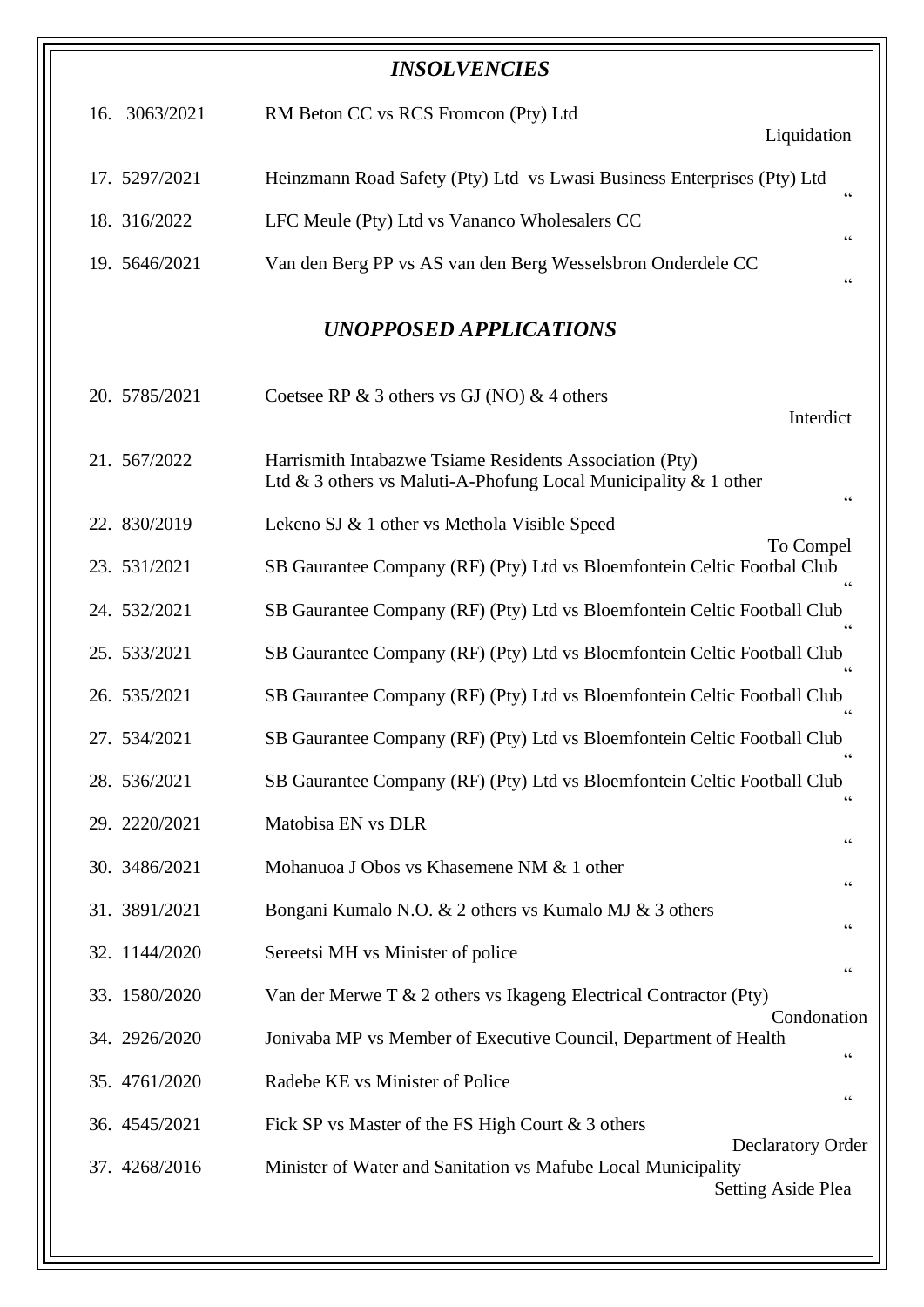## *INSOLVENCIES*

| | | | |
|---|---|---|---|
| 16. | 3063/2021 | RM Beton CC vs RCS Fromcon (Pty) Ltd | Liquidation |
| 17. | 5297/2021 | Heinzmann Road Safety (Pty) Ltd vs Lwasi Business Enterprises (Pty) Ltd | " |
| 18. | 316/2022 | LFC Meule (Pty) Ltd vs Vananco Wholesalers CC | " |
| 19. | 5646/2021 | Van den Berg PP vs AS van den Berg Wesselsbron Onderdele CC | " |

## *UNOPPOSED APPLICATIONS*

| | | | |
|---|---|---|---|
| 20. | 5785/2021 | Coetsee RP & 3 others vs GJ (NO) & 4 others | Interdict |
| 21. | 567/2022 | Harrismith Intabazwe Tsiame Residents Association (Pty) Ltd & 3 others vs Maluti-A-Phofung Local Municipality & 1 other | " |
| 22. | 830/2019 | Lekeno SJ & 1 other vs Methola Visible Speed | To Compel |
| 23. | 531/2021 | SB Gaurantee Company (RF) (Pty) Ltd vs Bloemfontein Celtic Footbal Club | " |
| 24. | 532/2021 | SB Gaurantee Company (RF) (Pty) Ltd vs Bloemfontein Celtic Football Club | " |
| 25. | 533/2021 | SB Gaurantee Company (RF) (Pty) Ltd vs Bloemfontein Celtic Football Club | " |
| 26. | 535/2021 | SB Gaurantee Company (RF) (Pty) Ltd vs Bloemfontein Celtic Football Club | " |
| 27. | 534/2021 | SB Gaurantee Company (RF) (Pty) Ltd vs Bloemfontein Celtic Football Club | " |
| 28. | 536/2021 | SB Gaurantee Company (RF) (Pty) Ltd vs Bloemfontein Celtic Football Club | " |
| 29. | 2220/2021 | Matobisa EN vs DLR | " |
| 30. | 3486/2021 | Mohanuoa J Obos vs Khasemene NM & 1 other | " |
| 31. | 3891/2021 | Bongani Kumalo N.O. & 2 others vs Kumalo MJ & 3 others | " |
| 32. | 1144/2020 | Sereetsi MH vs Minister of police | " |
| 33. | 1580/2020 | Van der Merwe T & 2 others vs Ikageng Electrical Contractor (Pty) | Condonation |
| 34. | 2926/2020 | Jonivaba MP vs Member of Executive Council, Department of Health | " |
| 35. | 4761/2020 | Radebe KE vs Minister of Police | " |
| 36. | 4545/2021 | Fick SP vs Master of the FS High Court & 3 others | Declaratory Order |
| 37. | 4268/2016 | Minister of Water and Sanitation vs Mafube Local Municipality | Setting Aside Plea |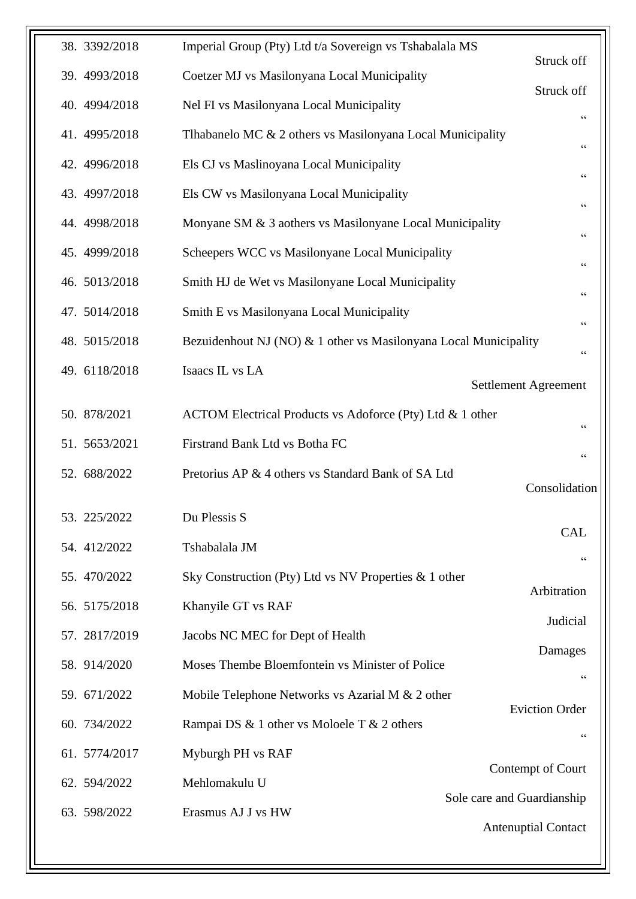| | | |
|---|---|---|
| 38. 3392/2018 | Imperial Group (Pty) Ltd t/a Sovereign vs Tshabalala MS | Struck off |
| 39. 4993/2018 | Coetzer MJ vs Masilonyana Local Municipality | Struck off |
| 40. 4994/2018 | Nel FI vs Masilonyana Local Municipality | " |
| 41. 4995/2018 | Tlhabanelo MC & 2 others vs Masilonyana Local Municipality | " |
| 42. 4996/2018 | Els CJ vs Maslinoyana Local Municipality | " |
| 43. 4997/2018 | Els CW vs Masilonyana Local Municipality | " |
| 44. 4998/2018 | Monyane SM & 3 aothers vs Masilonyane Local Municipality | " |
| 45. 4999/2018 | Scheepers WCC vs Masilonyane Local Municipality | " |
| 46. 5013/2018 | Smith HJ de Wet vs Masilonyane Local Municipality | " |
| 47. 5014/2018 | Smith E vs Masilonyana Local Municipality | " |
| 48. 5015/2018 | Bezuidenhout NJ (NO) & 1 other vs Masilonyana Local Municipality | " |
| 49. 6118/2018 | Isaacs IL vs LA | Settlement Agreement |
| 50. 878/2021 | ACTOM Electrical Products vs Adoforce (Pty) Ltd & 1 other | " |
| 51. 5653/2021 | Firstrand Bank Ltd vs Botha FC | " |
| 52. 688/2022 | Pretorius AP & 4 others vs Standard Bank of SA Ltd | Consolidation |
| 53. 225/2022 | Du Plessis S | CAL |
| 54. 412/2022 | Tshabalala JM | " |
| 55. 470/2022 | Sky Construction (Pty) Ltd vs NV Properties & 1 other | Arbitration |
| 56. 5175/2018 | Khanyile GT vs RAF | Judicial |
| 57. 2817/2019 | Jacobs NC MEC for Dept of Health | Damages |
| 58. 914/2020 | Moses Thembe Bloemfontein vs Minister of Police | " |
| 59. 671/2022 | Mobile Telephone Networks vs Azarial M & 2 other | Eviction Order |
| 60. 734/2022 | Rampai DS & 1 other vs Moloele T & 2 others | " |
| 61. 5774/2017 | Myburgh PH vs RAF | Contempt of Court |
| 62. 594/2022 | Mehlomakulu U | Sole care and Guardianship |
| 63. 598/2022 | Erasmus AJ J vs HW | Antenuptial Contact |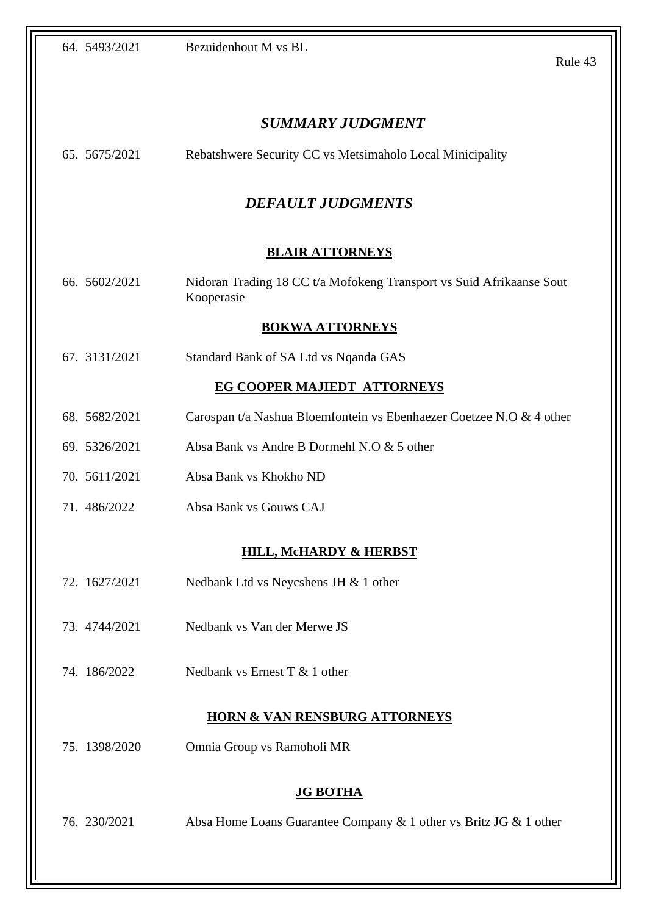64. 5493/2021 Bezuidenhout M vs BL

Rule 43

## *SUMMARY JUDGMENT*

65. 5675/2021 Rebatshwere Security CC vs Metsimaholo Local Minicipality

## *DEFAULT JUDGMENTS*

### **BLAIR ATTORNEYS**

66. 5602/2021 Nidoran Trading 18 CC t/a Mofokeng Transport vs Suid Afrikaanse Sout Kooperasie

### **BOKWA ATTORNEYS**

67. 3131/2021 Standard Bank of SA Ltd vs Nqanda GAS

### **EG COOPER MAJIEDT ATTORNEYS**

68. 5682/2021 Carospan t/a Nashua Bloemfontein vs Ebenhaezer Coetzee N.O & 4 other

69. 5326/2021 Absa Bank vs Andre B Dormehl N.O & 5 other

70. 5611/2021 Absa Bank vs Khokho ND

71. 486/2022 Absa Bank vs Gouws CAJ

### **HILL, McHARDY & HERBST**

72. 1627/2021 Nedbank Ltd vs Neycshens JH & 1 other

73. 4744/2021 Nedbank vs Van der Merwe JS

74. 186/2022 Nedbank vs Ernest T & 1 other

### **HORN & VAN RENSBURG ATTORNEYS**

75. 1398/2020 Omnia Group vs Ramoholi MR

### **JG BOTHA**

76. 230/2021 Absa Home Loans Guarantee Company & 1 other vs Britz JG & 1 other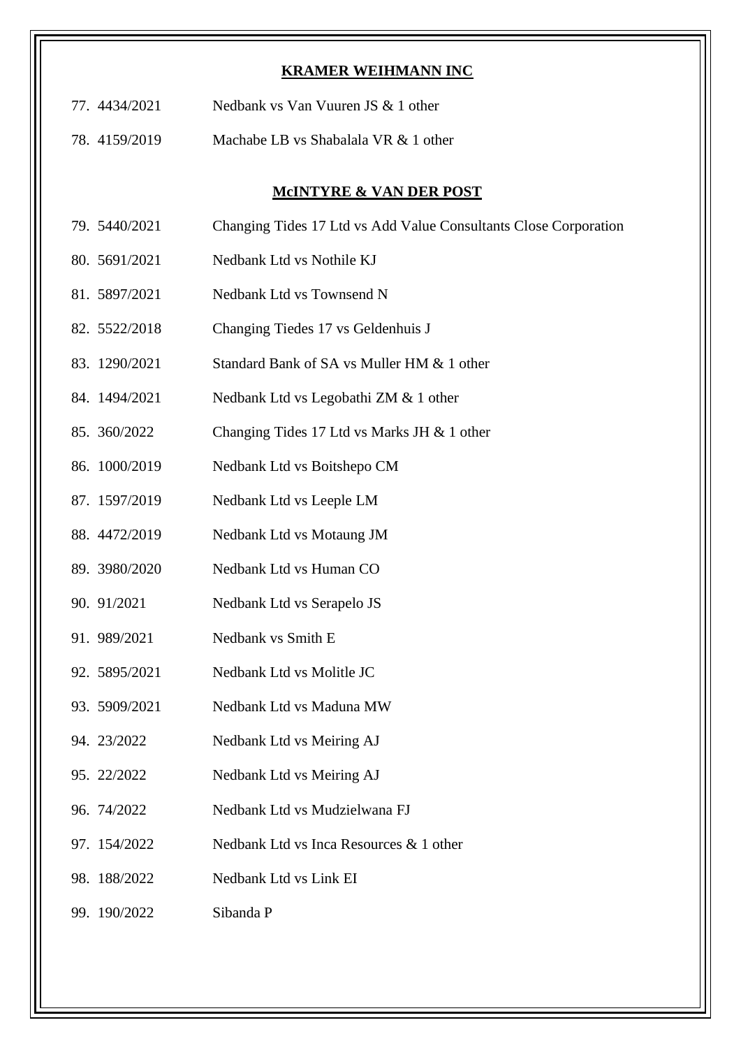**KRAMER WEIHMANN INC**

77. 4434/2021 Nedbank vs Van Vuuren JS & 1 other
78. 4159/2019 Machabe LB vs Shabalala VR & 1 other

**McINTYRE & VAN DER POST**

79. 5440/2021 Changing Tides 17 Ltd vs Add Value Consultants Close Corporation
80. 5691/2021 Nedbank Ltd vs Nothile KJ
81. 5897/2021 Nedbank Ltd vs Townsend N
82. 5522/2018 Changing Tiedes 17 vs Geldenhuis J
83. 1290/2021 Standard Bank of SA vs Muller HM & 1 other
84. 1494/2021 Nedbank Ltd vs Legobathi ZM & 1 other
85. 360/2022 Changing Tides 17 Ltd vs Marks JH & 1 other
86. 1000/2019 Nedbank Ltd vs Boitshepo CM
87. 1597/2019 Nedbank Ltd vs Leeple LM
88. 4472/2019 Nedbank Ltd vs Motaung JM
89. 3980/2020 Nedbank Ltd vs Human CO
90. 91/2021 Nedbank Ltd vs Serapelo JS
91. 989/2021 Nedbank vs Smith E
92. 5895/2021 Nedbank Ltd vs Molitle JC
93. 5909/2021 Nedbank Ltd vs Maduna MW
94. 23/2022 Nedbank Ltd vs Meiring AJ
95. 22/2022 Nedbank Ltd vs Meiring AJ
96. 74/2022 Nedbank Ltd vs Mudzielwana FJ
97. 154/2022 Nedbank Ltd vs Inca Resources & 1 other
98. 188/2022 Nedbank Ltd vs Link EI
99. 190/2022 Sibanda P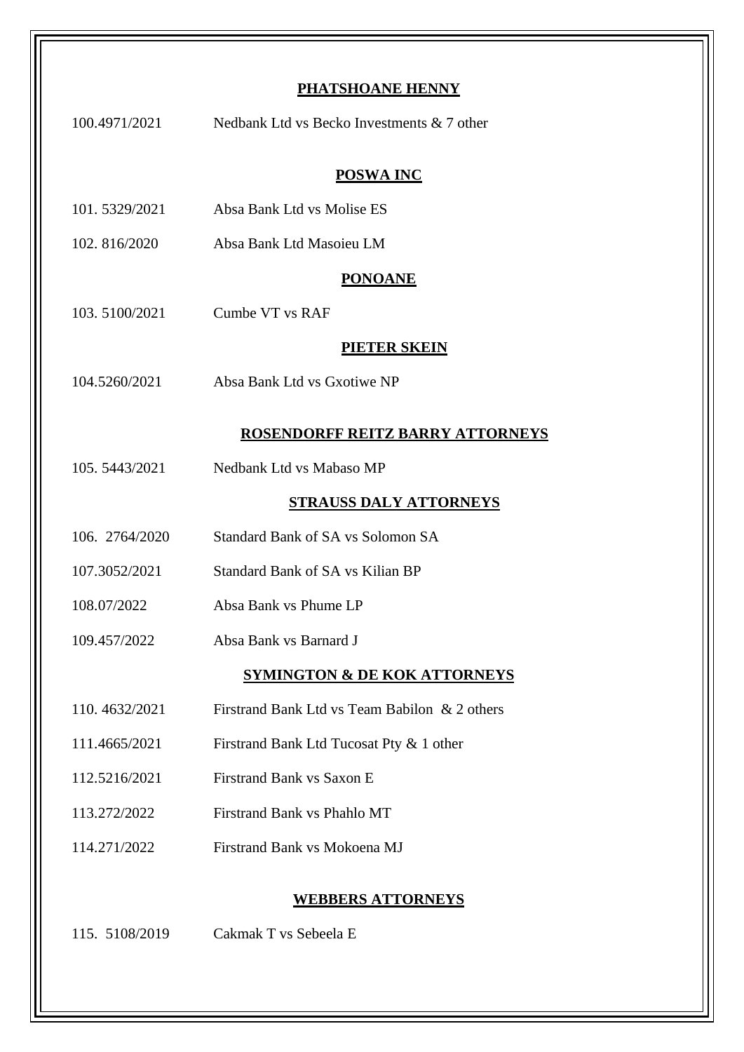**PHATSHOANE HENNY**

100.4971/2021 Nedbank Ltd vs Becko Investments & 7 other

**POSWA INC**

101. 5329/2021 Absa Bank Ltd vs Molise ES

102. 816/2020 Absa Bank Ltd Masoieu LM

**PONOANE**

103. 5100/2021 Cumbe VT vs RAF

**PIETER SKEIN**

104.5260/2021 Absa Bank Ltd vs Gxotiwe NP

**ROSENDORFF REITZ BARRY ATTORNEYS**

105. 5443/2021 Nedbank Ltd vs Mabaso MP

**STRAUSS DALY ATTORNEYS**

106. 2764/2020 Standard Bank of SA vs Solomon SA

107.3052/2021 Standard Bank of SA vs Kilian BP

108.07/2022 Absa Bank vs Phume LP

109.457/2022 Absa Bank vs Barnard J

**SYMINGTON & DE KOK ATTORNEYS**

110. 4632/2021 Firstrand Bank Ltd vs Team Babilon & 2 others

111.4665/2021 Firstrand Bank Ltd Tucosat Pty & 1 other

112.5216/2021 Firstrand Bank vs Saxon E

113.272/2022 Firstrand Bank vs Phahlo MT

114.271/2022 Firstrand Bank vs Mokoena MJ

**WEBBERS ATTORNEYS**

115. 5108/2019 Cakmak T vs Sebeela E